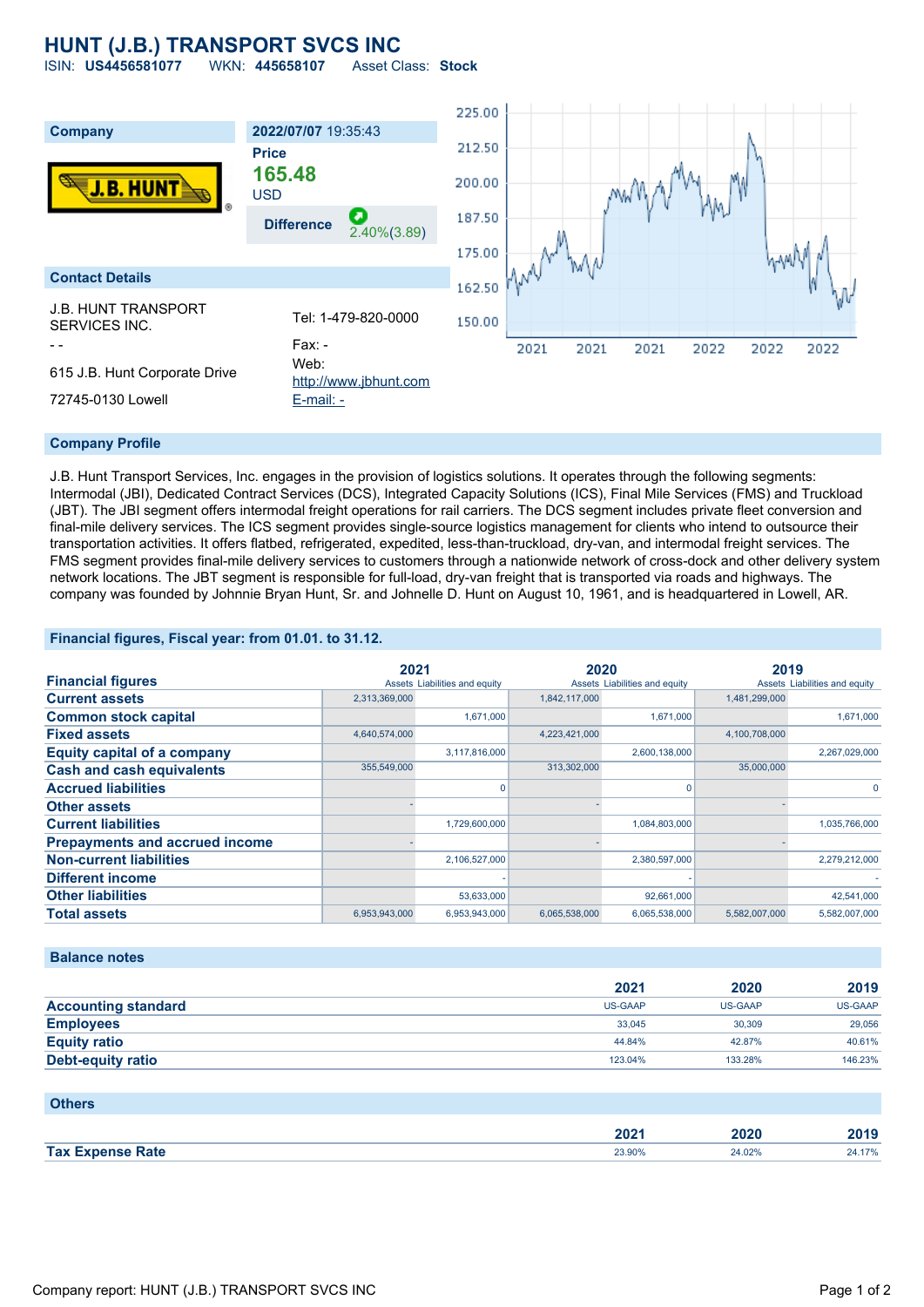# HUNT (J.B.) TRANSPORT SVCS INC

ISIN: **US4456581077** WKN: **445658107** Asset Class: **Stock**

| Company | 2022/07/07 19:35:43 |
|---|---|
| | **Price** |
| | **165.48** |
| | USD |
| | **Difference** 2.40%(3.89) |

225.00
212.50
200.00
187.50
175.00
162.50
150.00
2021 2021 2021 2022 2022 2022

## Contact Details

J.B. HUNT TRANSPORT SERVICES INC.

\- -

615 J.B. Hunt Corporate Drive

72745-0130 Lowell

Tel: 1-479-820-0000

Fax: -

Web: http://www.jbhunt.com

E-mail: -

## Company Profile

J.B. Hunt Transport Services, Inc. engages in the provision of logistics solutions. It operates through the following segments: Intermodal (JBI), Dedicated Contract Services (DCS), Integrated Capacity Solutions (ICS), Final Mile Services (FMS) and Truckload (JBT). The JBI segment offers intermodal freight operations for rail carriers. The DCS segment includes private fleet conversion and final-mile delivery services. The ICS segment provides single-source logistics management for clients who intend to outsource their transportation activities. It offers flatbed, refrigerated, expedited, less-than-truckload, dry-van, and intermodal freight services. The FMS segment provides final-mile delivery services to customers through a nationwide network of cross-dock and other delivery system network locations. The JBT segment is responsible for full-load, dry-van freight that is transported via roads and highways. The company was founded by Johnnie Bryan Hunt, Sr. and Johnelle D. Hunt on August 10, 1961, and is headquartered in Lowell, AR.

## Financial figures, Fiscal year: from 01.01. to 31.12.

| Financial figures | 2021 Assets | 2021 Liabilities and equity | 2020 Assets | 2020 Liabilities and equity | 2019 Assets | 2019 Liabilities and equity |
|---|---|---|---|---|---|---|
| **Current assets** | 2,313,369,000 | | 1,842,117,000 | | 1,481,299,000 | |
| **Common stock capital** | | 1,671,000 | | 1,671,000 | | 1,671,000 |
| **Fixed assets** | 4,640,574,000 | | 4,223,421,000 | | 4,100,708,000 | |
| **Equity capital of a company** | | 3,117,816,000 | | 2,600,138,000 | | 2,267,029,000 |
| **Cash and cash equivalents** | 355,549,000 | | 313,302,000 | | 35,000,000 | |
| **Accrued liabilities** | | 0 | | 0 | | 0 |
| **Other assets** | - | | - | | - | |
| **Current liabilities** | | 1,729,600,000 | | 1,084,803,000 | | 1,035,766,000 |
| **Prepayments and accrued income** | - | | - | | - | |
| **Non-current liabilities** | | 2,106,527,000 | | 2,380,597,000 | | 2,279,212,000 |
| **Different income** | | - | | - | | - |
| **Other liabilities** | | 53,633,000 | | 92,661,000 | | 42,541,000 |
| **Total assets** | 6,953,943,000 | 6,953,943,000 | 6,065,538,000 | 6,065,538,000 | 5,582,007,000 | 5,582,007,000 |

## Balance notes

| | 2021 | 2020 | 2019 |
|---|---|---|---|
| **Accounting standard** | US-GAAP | US-GAAP | US-GAAP |
| **Employees** | 33,045 | 30,309 | 29,056 |
| **Equity ratio** | 44.84% | 42.87% | 40.61% |
| **Debt-equity ratio** | 123.04% | 133.28% | 146.23% |

## Others

| | 2021 | 2020 | 2019 |
|---|---|---|---|
| **Tax Expense Rate** | 23.90% | 24.02% | 24.17% |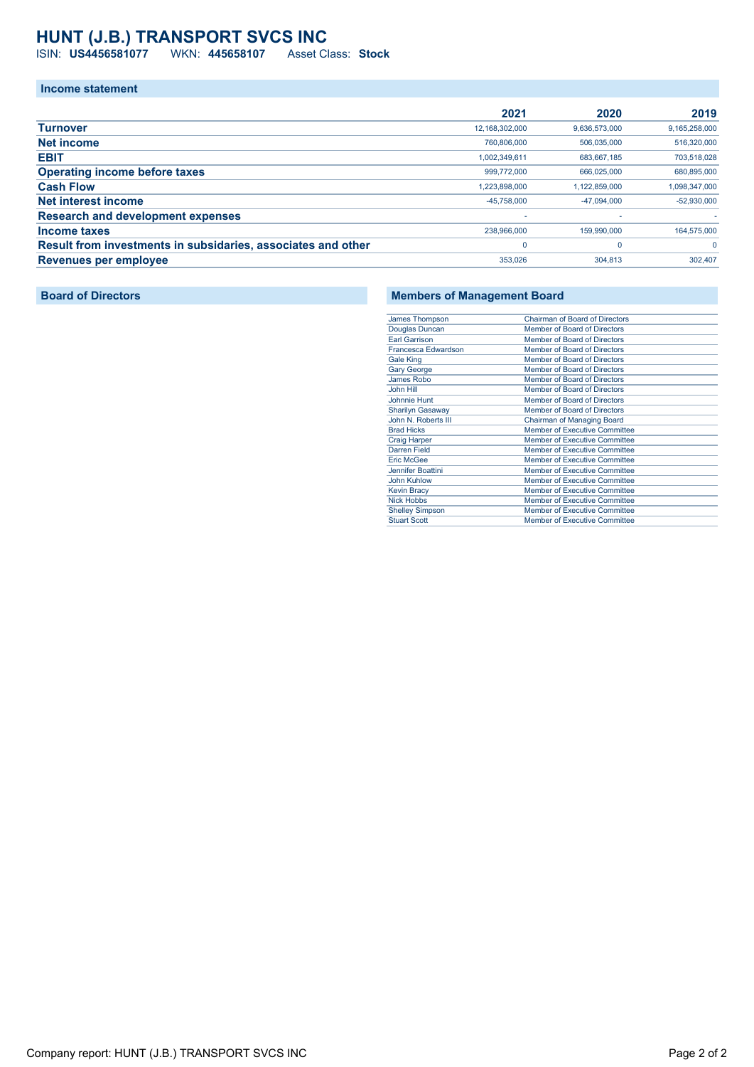# HUNT (J.B.) TRANSPORT SVCS INC

ISIN: **US4456581077** WKN: **445658107** Asset Class: **Stock**

## Income statement

| | 2021 | 2020 | 2019 |
|---|---|---|---|
| **Turnover** | 12,168,302,000 | 9,636,573,000 | 9,165,258,000 |
| **Net income** | 760,806,000 | 506,035,000 | 516,320,000 |
| **EBIT** | 1,002,349,611 | 683,667,185 | 703,518,028 |
| **Operating income before taxes** | 999,772,000 | 666,025,000 | 680,895,000 |
| **Cash Flow** | 1,223,898,000 | 1,122,859,000 | 1,098,347,000 |
| **Net interest income** | -45,758,000 | -47,094,000 | -52,930,000 |
| **Research and development expenses** | - | - | - |
| **Income taxes** | 238,966,000 | 159,990,000 | 164,575,000 |
| **Result from investments in subsidaries, associates and other** | 0 | 0 | 0 |
| **Revenues per employee** | 353,026 | 304,813 | 302,407 |

## Board of Directors

## Members of Management Board

| | |
|---|---|
| James Thompson | Chairman of Board of Directors |
| Douglas Duncan | Member of Board of Directors |
| Earl Garrison | Member of Board of Directors |
| Francesca Edwardson | Member of Board of Directors |
| Gale King | Member of Board of Directors |
| Gary George | Member of Board of Directors |
| James Robo | Member of Board of Directors |
| John Hill | Member of Board of Directors |
| Johnnie Hunt | Member of Board of Directors |
| Sharilyn Gasaway | Member of Board of Directors |
| John N. Roberts III | Chairman of Managing Board |
| Brad Hicks | Member of Executive Committee |
| Craig Harper | Member of Executive Committee |
| Darren Field | Member of Executive Committee |
| Eric McGee | Member of Executive Committee |
| Jennifer Boattini | Member of Executive Committee |
| John Kuhlow | Member of Executive Committee |
| Kevin Bracy | Member of Executive Committee |
| Nick Hobbs | Member of Executive Committee |
| Shelley Simpson | Member of Executive Committee |
| Stuart Scott | Member of Executive Committee |